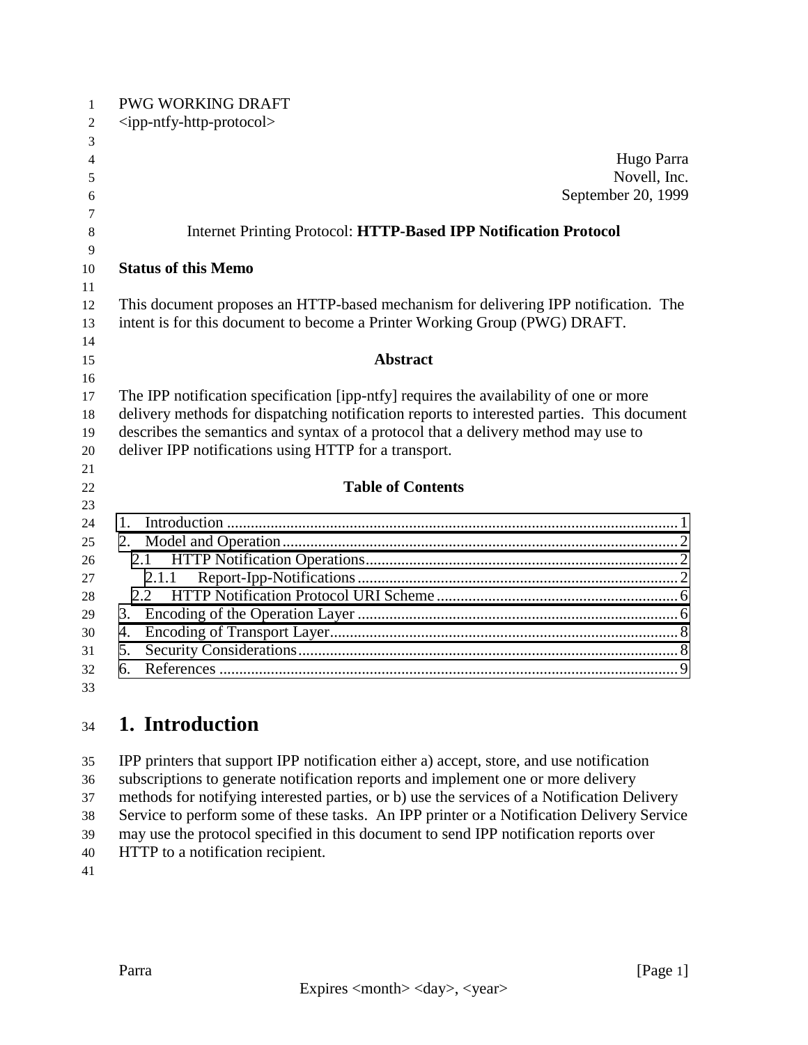PWG WORKING DRAFT
<ipp-ntfy-http-protocol>

Hugo Parra
Novell, Inc.
September 20, 1999

Internet Printing Protocol: **HTTP-Based IPP Notification Protocol**

**Status of this Memo**

This document proposes an HTTP-based mechanism for delivering IPP notification. The intent is for this document to become a Printer Working Group (PWG) DRAFT.

**Abstract**

The IPP notification specification [ipp-ntfy] requires the availability of one or more delivery methods for dispatching notification reports to interested parties. This document describes the semantics and syntax of a protocol that a delivery method may use to deliver IPP notifications using HTTP for a transport.

**Table of Contents**

1. Introduction ..................................................... 1
2. Model and Operation ..................................................... 2
   - 2.1 HTTP Notification Operations ..................................................... 2
     - 2.1.1 Report-Ipp-Notifications ..................................................... 2
   - 2.2 HTTP Notification Protocol URI Scheme ..................................................... 6
3. Encoding of the Operation Layer ..................................................... 6
4. Encoding of Transport Layer ..................................................... 8
5. Security Considerations ..................................................... 8
6. References ..................................................... 9

# 1. Introduction

IPP printers that support IPP notification either a) accept, store, and use notification subscriptions to generate notification reports and implement one or more delivery methods for notifying interested parties, or b) use the services of a Notification Delivery Service to perform some of these tasks. An IPP printer or a Notification Delivery Service may use the protocol specified in this document to send IPP notification reports over HTTP to a notification recipient.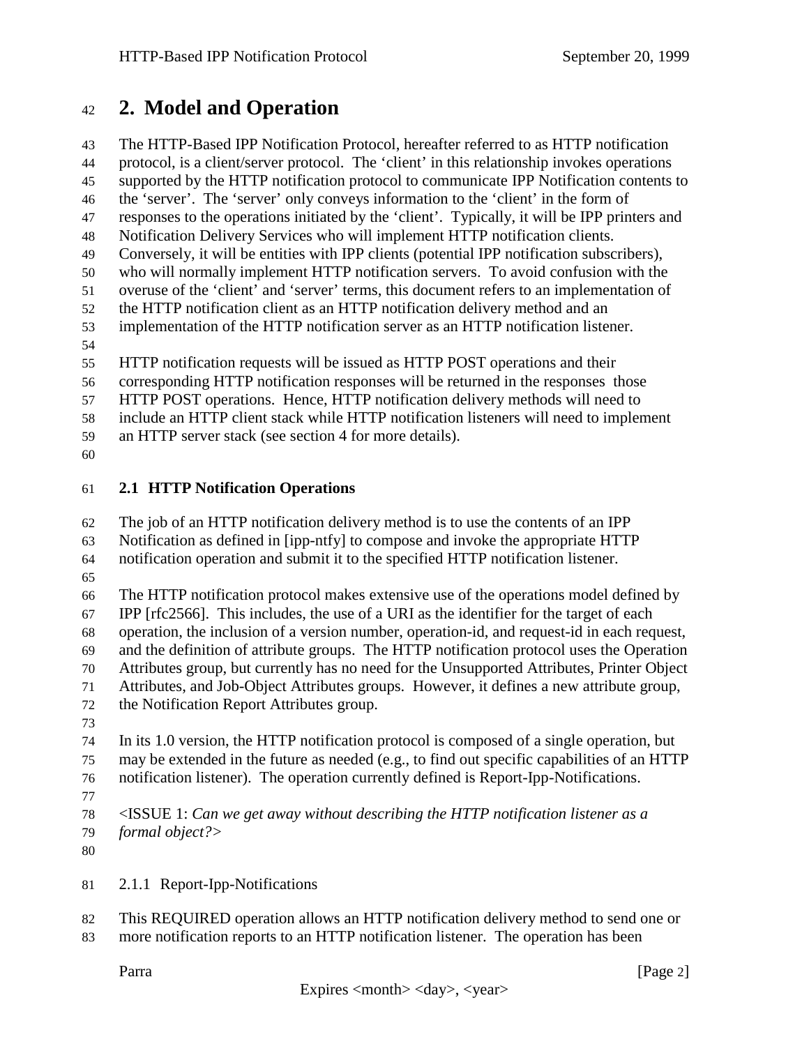# 2. Model and Operation

The HTTP-Based IPP Notification Protocol, hereafter referred to as HTTP notification protocol, is a client/server protocol. The 'client' in this relationship invokes operations supported by the HTTP notification protocol to communicate IPP Notification contents to the 'server'. The 'server' only conveys information to the 'client' in the form of responses to the operations initiated by the 'client'. Typically, it will be IPP printers and Notification Delivery Services who will implement HTTP notification clients. Conversely, it will be entities with IPP clients (potential IPP notification subscribers), who will normally implement HTTP notification servers. To avoid confusion with the overuse of the 'client' and 'server' terms, this document refers to an implementation of the HTTP notification client as an HTTP notification delivery method and an implementation of the HTTP notification server as an HTTP notification listener.

HTTP notification requests will be issued as HTTP POST operations and their corresponding HTTP notification responses will be returned in the responses those HTTP POST operations. Hence, HTTP notification delivery methods will need to include an HTTP client stack while HTTP notification listeners will need to implement an HTTP server stack (see section 4 for more details).

## 2.1 HTTP Notification Operations

The job of an HTTP notification delivery method is to use the contents of an IPP Notification as defined in [ipp-ntfy] to compose and invoke the appropriate HTTP notification operation and submit it to the specified HTTP notification listener.

The HTTP notification protocol makes extensive use of the operations model defined by IPP [rfc2566]. This includes, the use of a URI as the identifier for the target of each operation, the inclusion of a version number, operation-id, and request-id in each request, and the definition of attribute groups. The HTTP notification protocol uses the Operation Attributes group, but currently has no need for the Unsupported Attributes, Printer Object Attributes, and Job-Object Attributes groups. However, it defines a new attribute group, the Notification Report Attributes group.

In its 1.0 version, the HTTP notification protocol is composed of a single operation, but may be extended in the future as needed (e.g., to find out specific capabilities of an HTTP notification listener). The operation currently defined is Report-Ipp-Notifications.

<ISSUE 1: *Can we get away without describing the HTTP notification listener as a formal object?*>

### 2.1.1 Report-Ipp-Notifications

This REQUIRED operation allows an HTTP notification delivery method to send one or more notification reports to an HTTP notification listener. The operation has been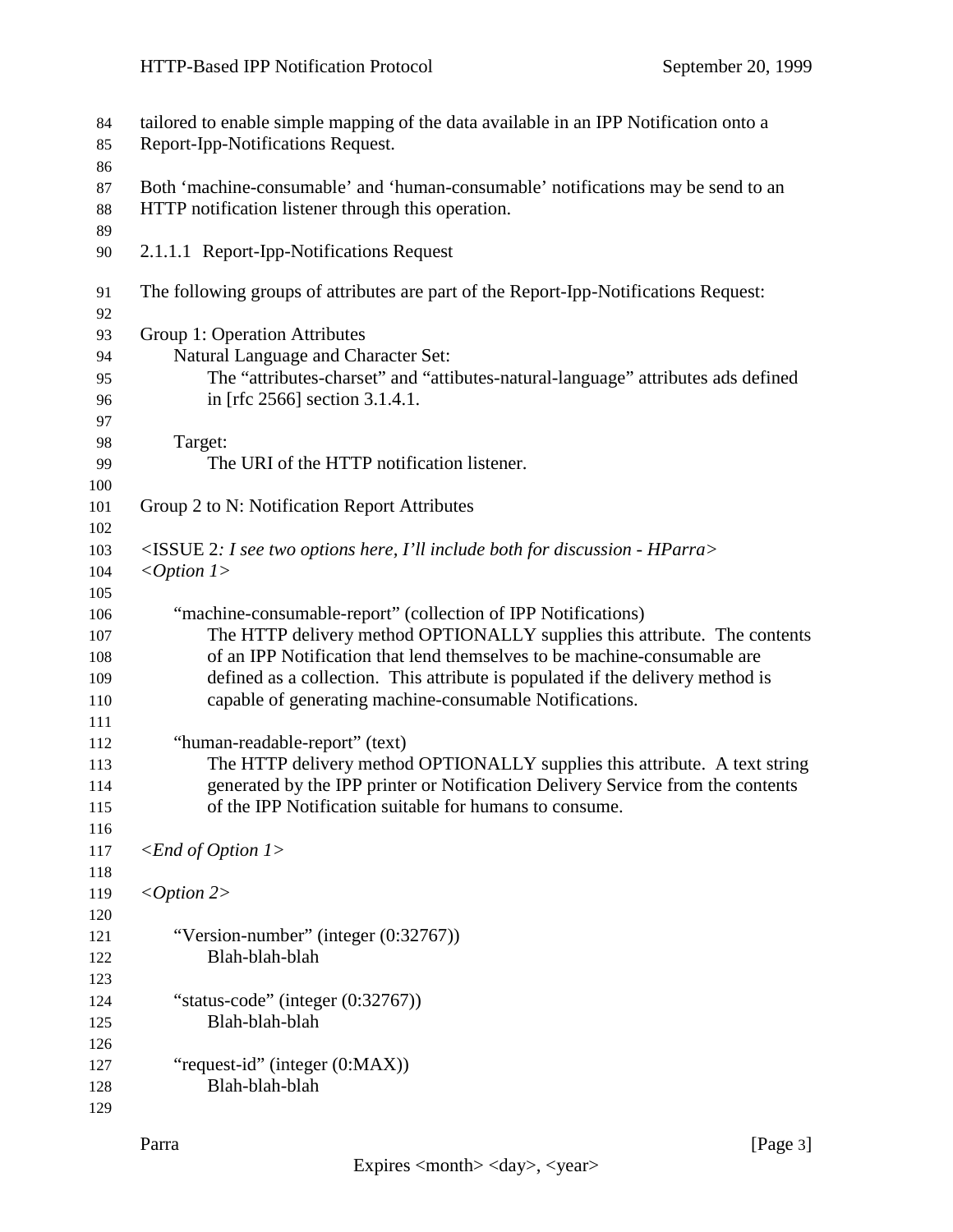tailored to enable simple mapping of the data available in an IPP Notification onto a Report-Ipp-Notifications Request.

Both 'machine-consumable' and 'human-consumable' notifications may be send to an HTTP notification listener through this operation.

#### 2.1.1.1 Report-Ipp-Notifications Request

The following groups of attributes are part of the Report-Ipp-Notifications Request:

Group 1: Operation Attributes

&nbsp;&nbsp;&nbsp;&nbsp;Natural Language and Character Set:

&nbsp;&nbsp;&nbsp;&nbsp;&nbsp;&nbsp;&nbsp;&nbsp;The "attributes-charset" and "attibutes-natural-language" attributes ads defined in [rfc 2566] section 3.1.4.1.

&nbsp;&nbsp;&nbsp;&nbsp;Target:

&nbsp;&nbsp;&nbsp;&nbsp;&nbsp;&nbsp;&nbsp;&nbsp;The URI of the HTTP notification listener.

Group 2 to N: Notification Report Attributes

<ISSUE 2*: I see two options here, I'll include both for discussion - HParra>*

*<Option 1>*

&nbsp;&nbsp;&nbsp;&nbsp;"machine-consumable-report" (collection of IPP Notifications)

&nbsp;&nbsp;&nbsp;&nbsp;&nbsp;&nbsp;&nbsp;&nbsp;The HTTP delivery method OPTIONALLY supplies this attribute. The contents of an IPP Notification that lend themselves to be machine-consumable are defined as a collection. This attribute is populated if the delivery method is capable of generating machine-consumable Notifications.

&nbsp;&nbsp;&nbsp;&nbsp;"human-readable-report" (text)

&nbsp;&nbsp;&nbsp;&nbsp;&nbsp;&nbsp;&nbsp;&nbsp;The HTTP delivery method OPTIONALLY supplies this attribute. A text string generated by the IPP printer or Notification Delivery Service from the contents of the IPP Notification suitable for humans to consume.

*<End of Option 1>*

*<Option 2>*

&nbsp;&nbsp;&nbsp;&nbsp;"Version-number" (integer (0:32767))

&nbsp;&nbsp;&nbsp;&nbsp;&nbsp;&nbsp;&nbsp;&nbsp;Blah-blah-blah

&nbsp;&nbsp;&nbsp;&nbsp;"status-code" (integer (0:32767))

&nbsp;&nbsp;&nbsp;&nbsp;&nbsp;&nbsp;&nbsp;&nbsp;Blah-blah-blah

&nbsp;&nbsp;&nbsp;&nbsp;"request-id" (integer (0:MAX))

&nbsp;&nbsp;&nbsp;&nbsp;&nbsp;&nbsp;&nbsp;&nbsp;Blah-blah-blah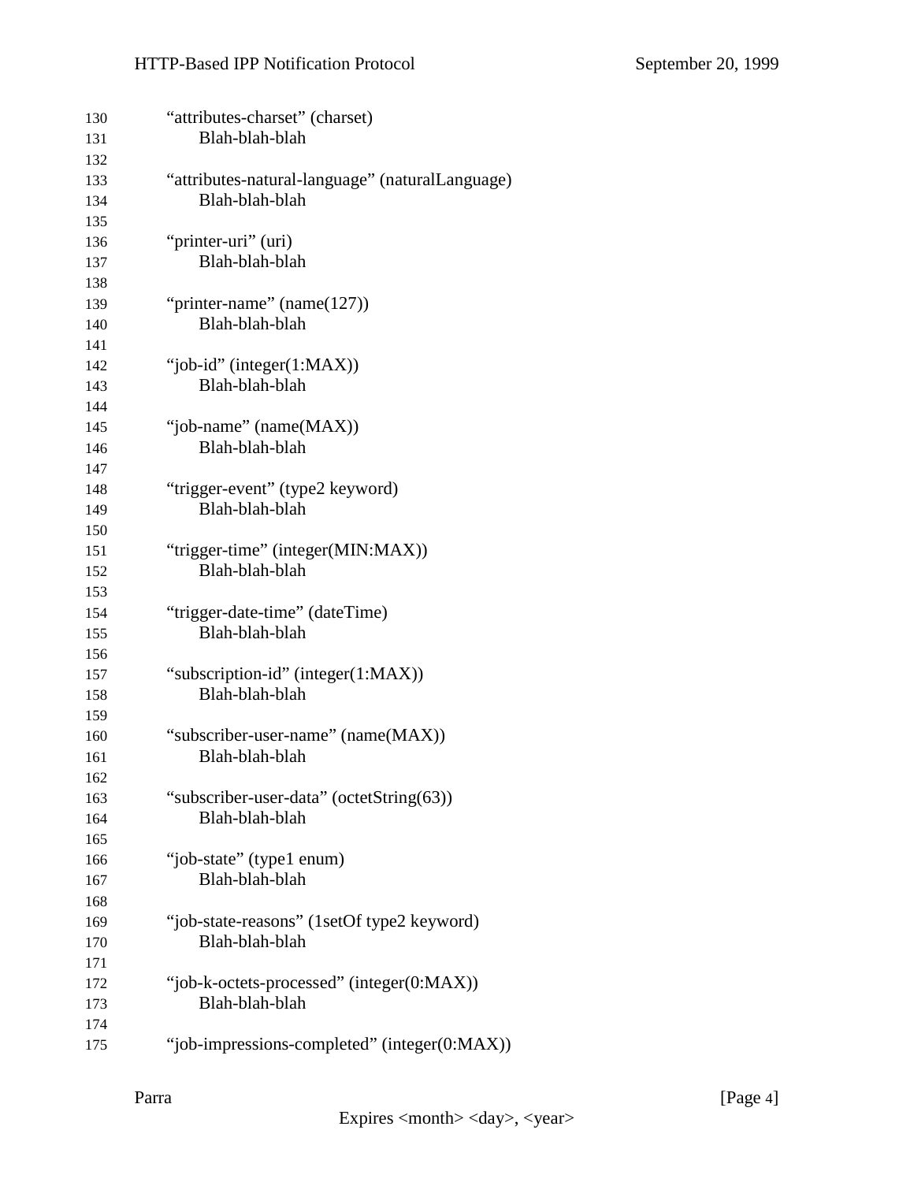"attributes-charset" (charset)
  Blah-blah-blah

"attributes-natural-language" (naturalLanguage)
  Blah-blah-blah

"printer-uri" (uri)
  Blah-blah-blah

"printer-name" (name(127))
  Blah-blah-blah

"job-id" (integer(1:MAX))
  Blah-blah-blah

"job-name" (name(MAX))
  Blah-blah-blah

"trigger-event" (type2 keyword)
  Blah-blah-blah

"trigger-time" (integer(MIN:MAX))
  Blah-blah-blah

"trigger-date-time" (dateTime)
  Blah-blah-blah

"subscription-id" (integer(1:MAX))
  Blah-blah-blah

"subscriber-user-name" (name(MAX))
  Blah-blah-blah

"subscriber-user-data" (octetString(63))
  Blah-blah-blah

"job-state" (type1 enum)
  Blah-blah-blah

"job-state-reasons" (1setOf type2 keyword)
  Blah-blah-blah

"job-k-octets-processed" (integer(0:MAX))
  Blah-blah-blah

"job-impressions-completed" (integer(0:MAX))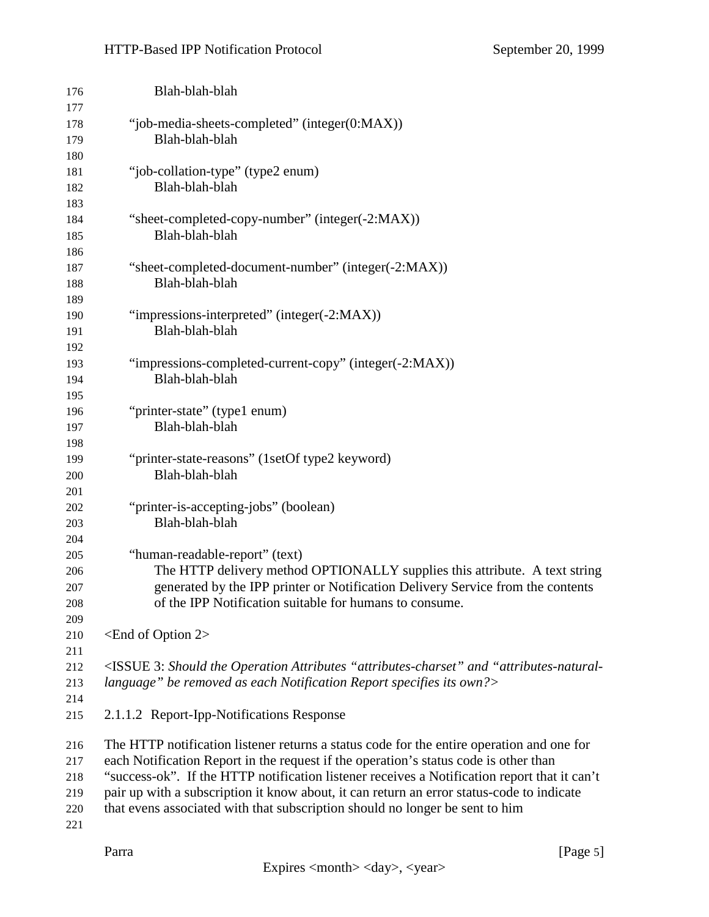Blah-blah-blah

"job-media-sheets-completed" (integer(0:MAX))
    Blah-blah-blah

"job-collation-type" (type2 enum)
    Blah-blah-blah

"sheet-completed-copy-number" (integer(-2:MAX))
    Blah-blah-blah

"sheet-completed-document-number" (integer(-2:MAX))
    Blah-blah-blah

"impressions-interpreted" (integer(-2:MAX))
    Blah-blah-blah

"impressions-completed-current-copy" (integer(-2:MAX))
    Blah-blah-blah

"printer-state" (type1 enum)
    Blah-blah-blah

"printer-state-reasons" (1setOf type2 keyword)
    Blah-blah-blah

"printer-is-accepting-jobs" (boolean)
    Blah-blah-blah

"human-readable-report" (text)
    The HTTP delivery method OPTIONALLY supplies this attribute. A text string generated by the IPP printer or Notification Delivery Service from the contents of the IPP Notification suitable for humans to consume.

<End of Option 2>

<ISSUE 3: *Should the Operation Attributes "attributes-charset" and "attributes-natural-language" be removed as each Notification Report specifies its own?*>

#### 2.1.1.2 Report-Ipp-Notifications Response

The HTTP notification listener returns a status code for the entire operation and one for each Notification Report in the request if the operation's status code is other than "success-ok". If the HTTP notification listener receives a Notification report that it can't pair up with a subscription it know about, it can return an error status-code to indicate that evens associated with that subscription should no longer be sent to him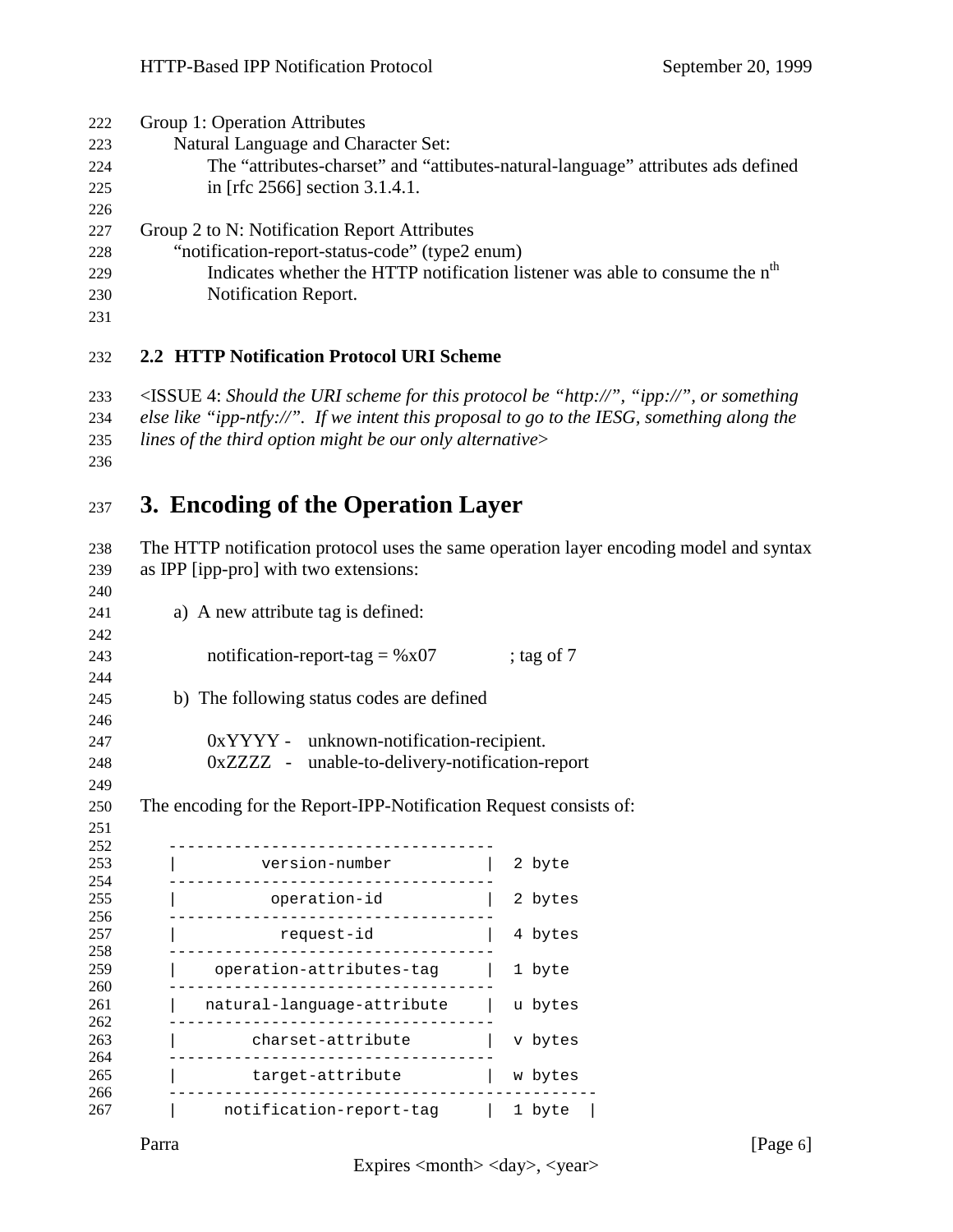Group 1: Operation Attributes

Natural Language and Character Set:

The “attributes-charset” and “attibutes-natural-language” attributes ads defined in [rfc 2566] section 3.1.4.1.

Group 2 to N: Notification Report Attributes

“notification-report-status-code” (type2 enum)

Indicates whether the HTTP notification listener was able to consume the $n^{th}$ Notification Report.

### 2.2 HTTP Notification Protocol URI Scheme

<ISSUE 4: *Should the URI scheme for this protocol be “http://”, “ipp://”, or something else like “ipp-ntfy://”. If we intent this proposal to go to the IESG, something along the lines of the third option might be our only alternative*>

# 3. Encoding of the Operation Layer

The HTTP notification protocol uses the same operation layer encoding model and syntax as IPP [ipp-pro] with two extensions:

a) A new attribute tag is defined:

notification-report-tag = %x07 ; tag of 7

b) The following status codes are defined

0xYYYY - unknown-notification-recipient.
0xZZZZ - unable-to-delivery-notification-report

The encoding for the Report-IPP-Notification Request consists of:

```
   ----------------------------------
   |        version-number          |  2 byte
   ----------------------------------
   |         operation-id           |  2 bytes
   ----------------------------------
   |          request-id            |  4 bytes
   ----------------------------------
   |   operation-attributes-tag     |  1 byte
   ----------------------------------
   |  natural-language-attribute    |  u bytes
   ----------------------------------
   |       charset-attribute        |  v bytes
   ----------------------------------
   |       target-attribute         |  w bytes
   ---------------------------------------------
   |     notification-report-tag    |  1 byte  |
```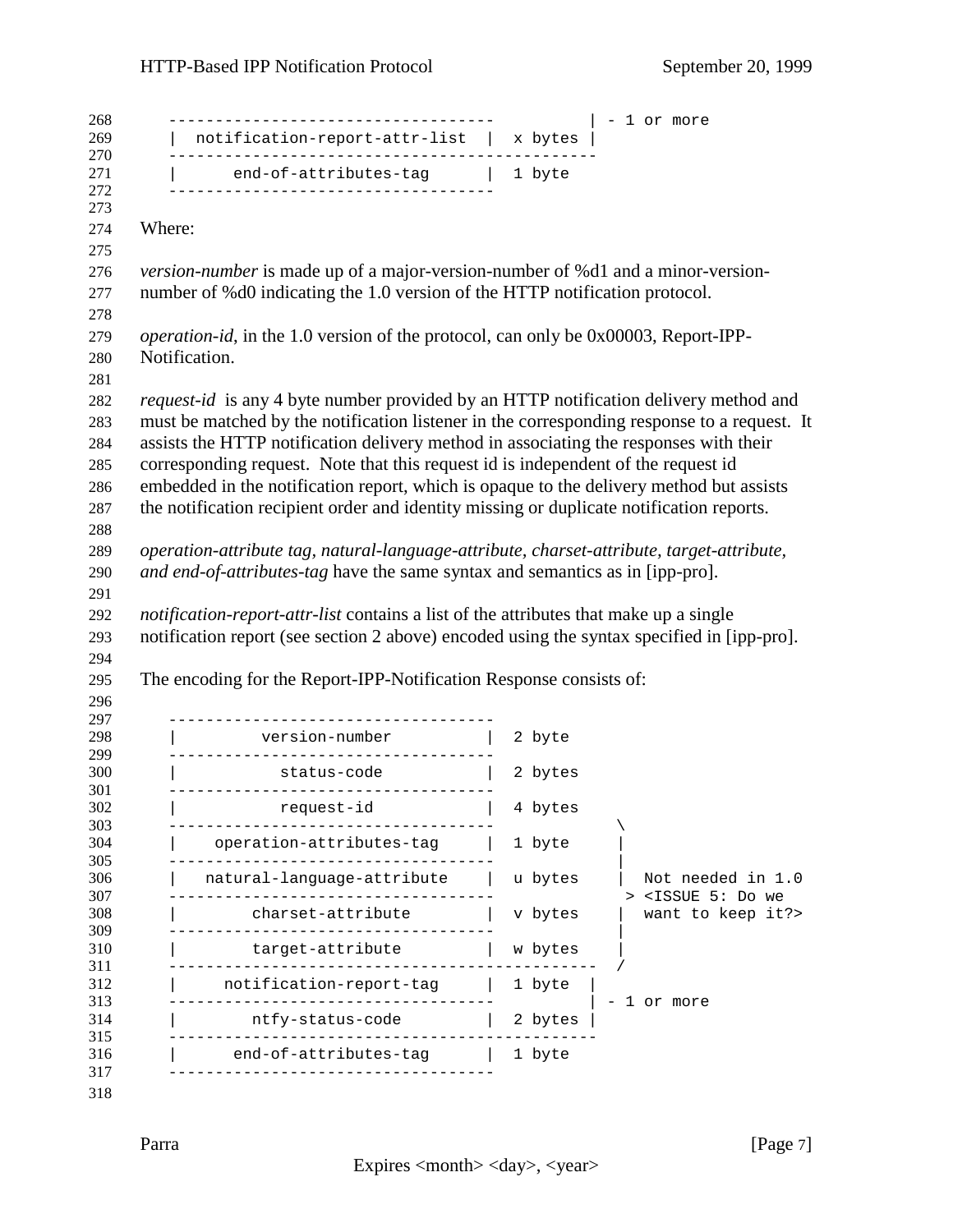```
     ----------------------------------           | - 1 or more
     |  notification-report-attr-list  |  x bytes |
     ---------------------------------------------
     |      end-of-attributes-tag      |  1 byte
     ----------------------------------
```

Where:

*version-number* is made up of a major-version-number of %d1 and a minor-version-number of %d0 indicating the 1.0 version of the HTTP notification protocol.

*operation-id*, in the 1.0 version of the protocol, can only be 0x00003, Report-IPP-Notification.

*request-id* is any 4 byte number provided by an HTTP notification delivery method and must be matched by the notification listener in the corresponding response to a request. It assists the HTTP notification delivery method in associating the responses with their corresponding request. Note that this request id is independent of the request id embedded in the notification report, which is opaque to the delivery method but assists the notification recipient order and identity missing or duplicate notification reports.

*operation-attribute tag, natural-language-attribute, charset-attribute, target-attribute, and end-of-attributes-tag* have the same syntax and semantics as in [ipp-pro].

*notification-report-attr-list* contains a list of the attributes that make up a single notification report (see section 2 above) encoded using the syntax specified in [ipp-pro].

The encoding for the Report-IPP-Notification Response consists of:

```
     ----------------------------------
     |         version-number          |  2 byte
     ----------------------------------
     |          status-code            |  2 bytes
     ----------------------------------
     |           request-id            |  4 bytes
     ----------------------------------              \
     |    operation-attributes-tag     |  1 byte     |
     ----------------------------------              |
     |   natural-language-attribute    |  u bytes    |  Not needed in 1.0
     ----------------------------------               > <ISSUE 5: Do we
     |        charset-attribute        |  v bytes    |  want to keep it?>
     ----------------------------------              |
     |        target-attribute         |  w bytes    |
     ---------------------------------------------  /
     |     notification-report-tag     |  1 byte  |
     ----------------------------------           | - 1 or more
     |        ntfy-status-code         |  2 bytes |
     ---------------------------------------------
     |      end-of-attributes-tag      |  1 byte
     ----------------------------------
```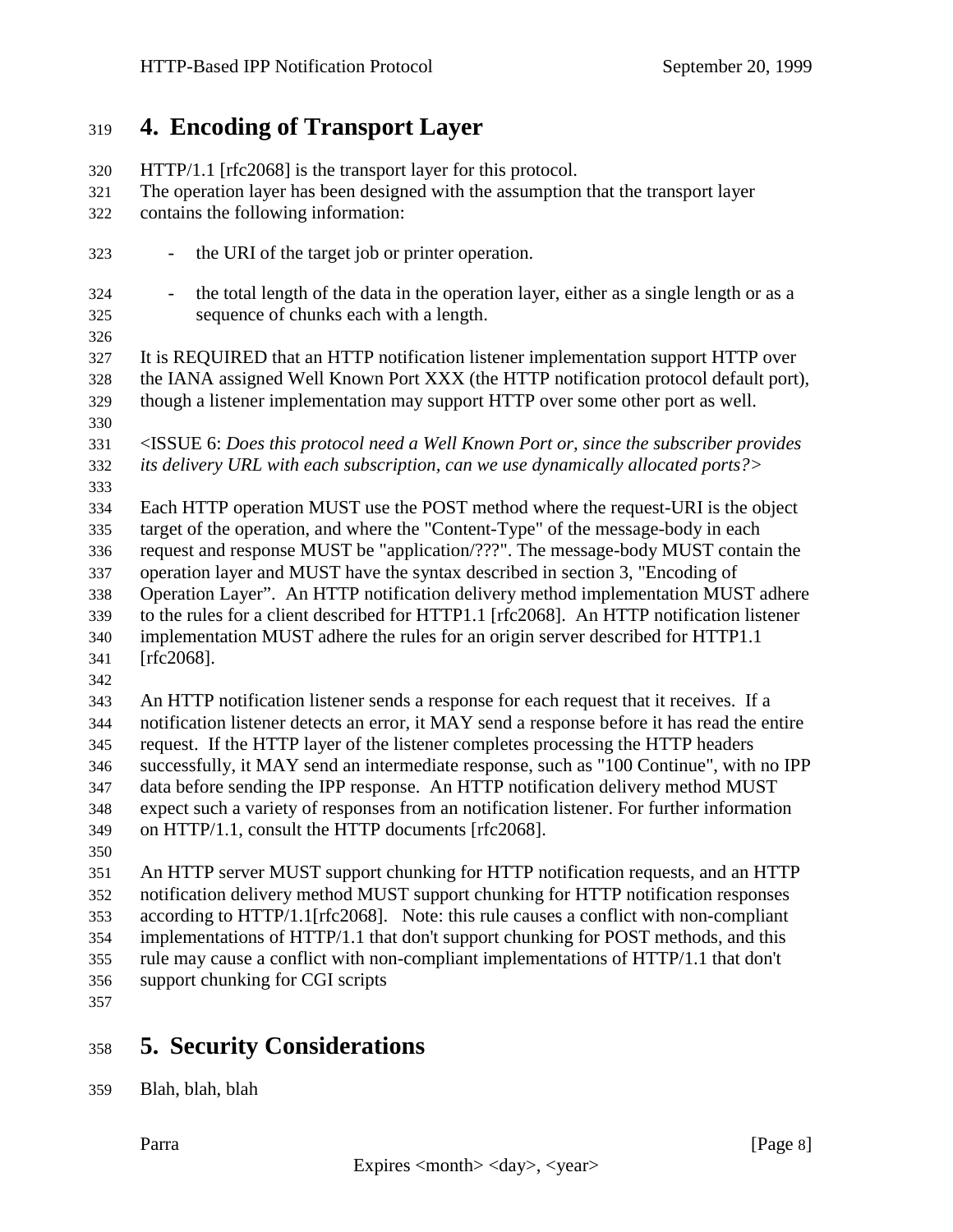# 4. Encoding of Transport Layer

HTTP/1.1 [rfc2068] is the transport layer for this protocol.
The operation layer has been designed with the assumption that the transport layer contains the following information:

- the URI of the target job or printer operation.
- the total length of the data in the operation layer, either as a single length or as a sequence of chunks each with a length.

It is REQUIRED that an HTTP notification listener implementation support HTTP over the IANA assigned Well Known Port XXX (the HTTP notification protocol default port), though a listener implementation may support HTTP over some other port as well.

<ISSUE 6: *Does this protocol need a Well Known Port or, since the subscriber provides its delivery URL with each subscription, can we use dynamically allocated ports?*>

Each HTTP operation MUST use the POST method where the request-URI is the object target of the operation, and where the "Content-Type" of the message-body in each request and response MUST be "application/???". The message-body MUST contain the operation layer and MUST have the syntax described in section 3, "Encoding of Operation Layer". An HTTP notification delivery method implementation MUST adhere to the rules for a client described for HTTP1.1 [rfc2068]. An HTTP notification listener implementation MUST adhere the rules for an origin server described for HTTP1.1 [rfc2068].

An HTTP notification listener sends a response for each request that it receives. If a notification listener detects an error, it MAY send a response before it has read the entire request. If the HTTP layer of the listener completes processing the HTTP headers successfully, it MAY send an intermediate response, such as "100 Continue", with no IPP data before sending the IPP response. An HTTP notification delivery method MUST expect such a variety of responses from an notification listener. For further information on HTTP/1.1, consult the HTTP documents [rfc2068].

An HTTP server MUST support chunking for HTTP notification requests, and an HTTP notification delivery method MUST support chunking for HTTP notification responses according to HTTP/1.1[rfc2068]. Note: this rule causes a conflict with non-compliant implementations of HTTP/1.1 that don't support chunking for POST methods, and this rule may cause a conflict with non-compliant implementations of HTTP/1.1 that don't support chunking for CGI scripts

# 5. Security Considerations

Blah, blah, blah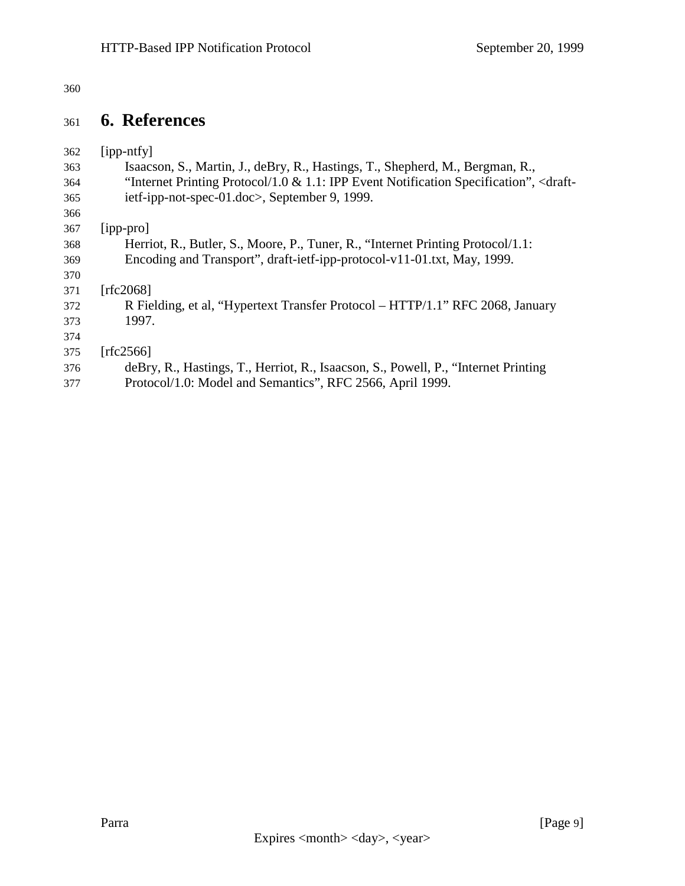# 6. References

[ipp-ntfy]
Isaacson, S., Martin, J., deBry, R., Hastings, T., Shepherd, M., Bergman, R., "Internet Printing Protocol/1.0 & 1.1: IPP Event Notification Specification", <draft-ietf-ipp-not-spec-01.doc>, September 9, 1999.

[ipp-pro]
Herriot, R., Butler, S., Moore, P., Tuner, R., "Internet Printing Protocol/1.1: Encoding and Transport", draft-ietf-ipp-protocol-v11-01.txt, May, 1999.

[rfc2068]
R Fielding, et al, "Hypertext Transfer Protocol – HTTP/1.1" RFC 2068, January 1997.

[rfc2566]
deBry, R., Hastings, T., Herriot, R., Isaacson, S., Powell, P., "Internet Printing Protocol/1.0: Model and Semantics", RFC 2566, April 1999.